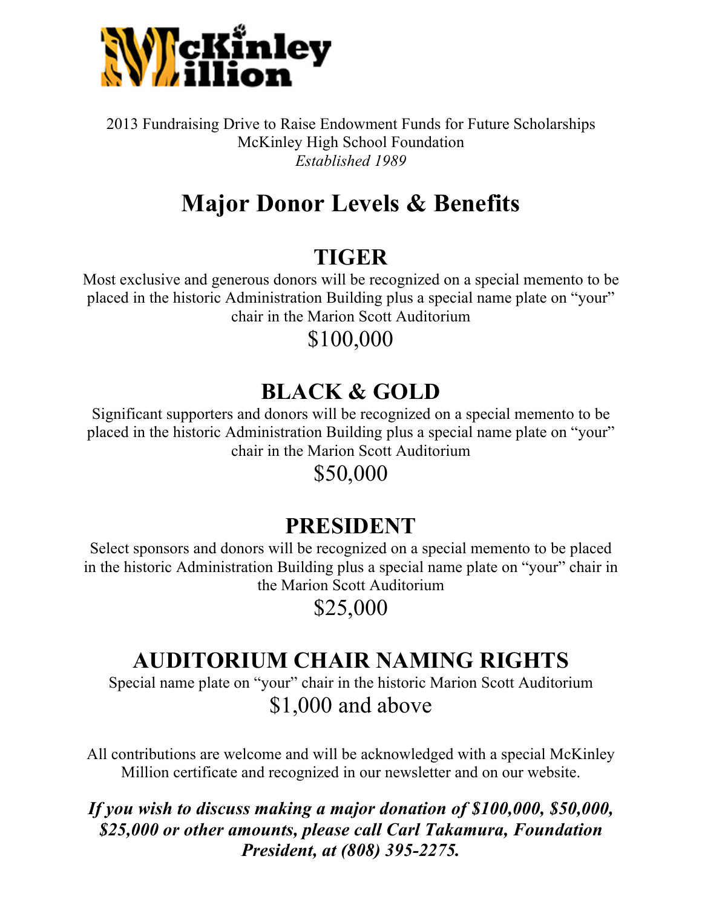McKinley Million

2013 Fundraising Drive to Raise Endowment Funds for Future Scholarships
McKinley High School Foundation
*Established 1989*

# Major Donor Levels & Benefits

## TIGER

Most exclusive and generous donors will be recognized on a special memento to be placed in the historic Administration Building plus a special name plate on "your" chair in the Marion Scott Auditorium

$100,000

## BLACK & GOLD

Significant supporters and donors will be recognized on a special memento to be placed in the historic Administration Building plus a special name plate on "your" chair in the Marion Scott Auditorium

$50,000

## PRESIDENT

Select sponsors and donors will be recognized on a special memento to be placed in the historic Administration Building plus a special name plate on "your" chair in the Marion Scott Auditorium

$25,000

## AUDITORIUM CHAIR NAMING RIGHTS

Special name plate on "your" chair in the historic Marion Scott Auditorium

$1,000 and above

All contributions are welcome and will be acknowledged with a special McKinley Million certificate and recognized in our newsletter and on our website.

***If you wish to discuss making a major donation of $100,000, $50,000, $25,000 or other amounts, please call Carl Takamura, Foundation President, at (808) 395-2275.***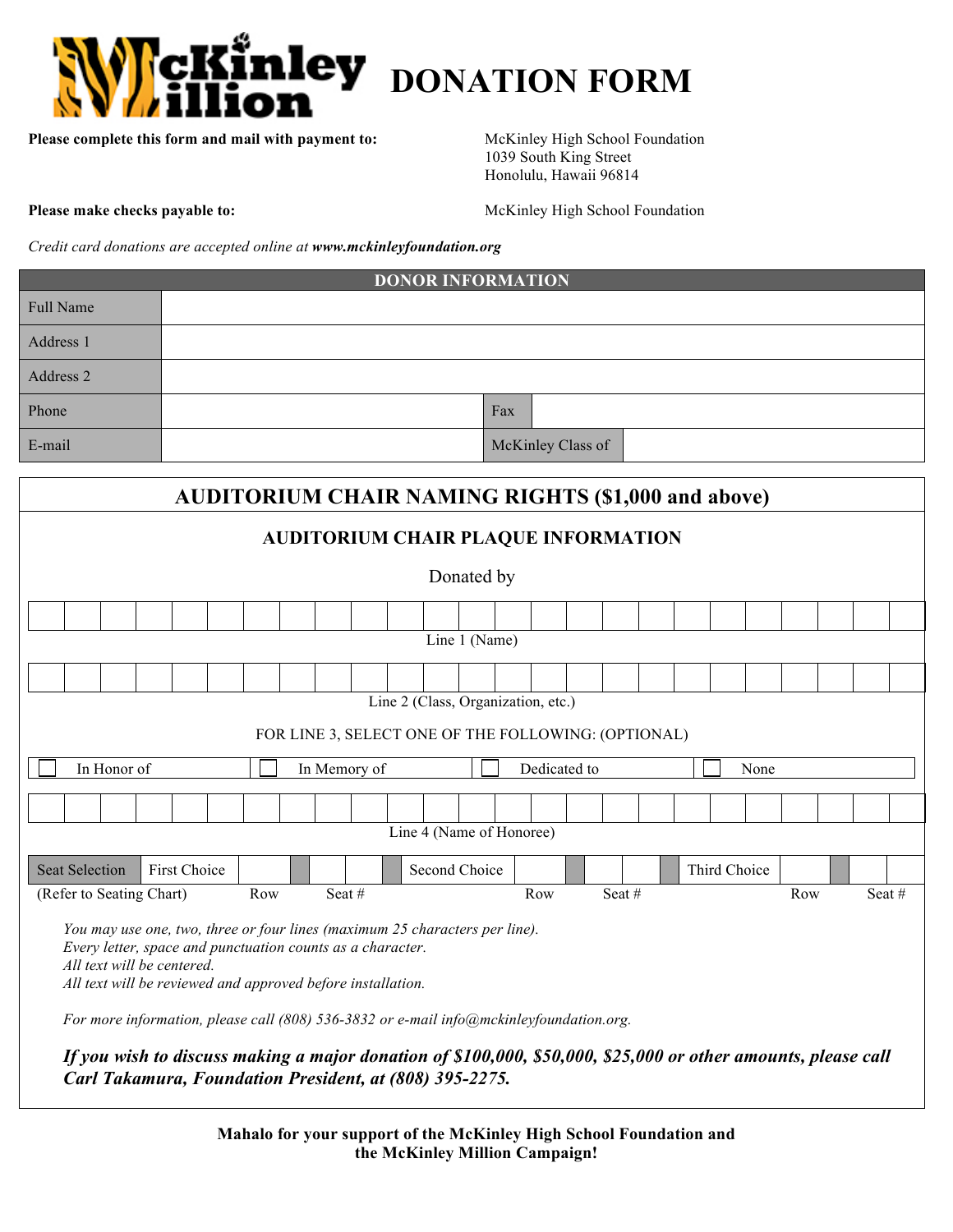# McKinley Million DONATION FORM

**Please complete this form and mail with payment to:**

McKinley High School Foundation
1039 South King Street
Honolulu, Hawaii 96814

**Please make checks payable to:** McKinley High School Foundation

*Credit card donations are accepted online at* ***www.mckinleyfoundation.org***

| DONOR INFORMATION | | | |
|---|---|---|---|
| Full Name | | | |
| Address 1 | | | |
| Address 2 | | | |
| Phone | | Fax | |
| E-mail | | McKinley Class of | |

## AUDITORIUM CHAIR NAMING RIGHTS ($1,000 and above)

### AUDITORIUM CHAIR PLAQUE INFORMATION

Donated by

Line 1 (Name)

Line 2 (Class, Organization, etc.)

FOR LINE 3, SELECT ONE OF THE FOLLOWING: (OPTIONAL)

☐ In Honor of ☐ In Memory of ☐ Dedicated to ☐ None

Line 4 (Name of Honoree)

| Seat Selection | First Choice | | | Second Choice | | | Third Choice | | |
|---|---|---|---|---|---|---|---|---|---|
| (Refer to Seating Chart) | | Row | Seat # | | Row | Seat # | | Row | Seat # |

*You may use one, two, three or four lines (maximum 25 characters per line).*
*Every letter, space and punctuation counts as a character.*
*All text will be centered.*
*All text will be reviewed and approved before installation.*

*For more information, please call (808) 536-3832 or e-mail info@mckinleyfoundation.org.*

***If you wish to discuss making a major donation of $100,000, $50,000, $25,000 or other amounts, please call Carl Takamura, Foundation President, at (808) 395-2275.***

**Mahalo for your support of the McKinley High School Foundation and the McKinley Million Campaign!**